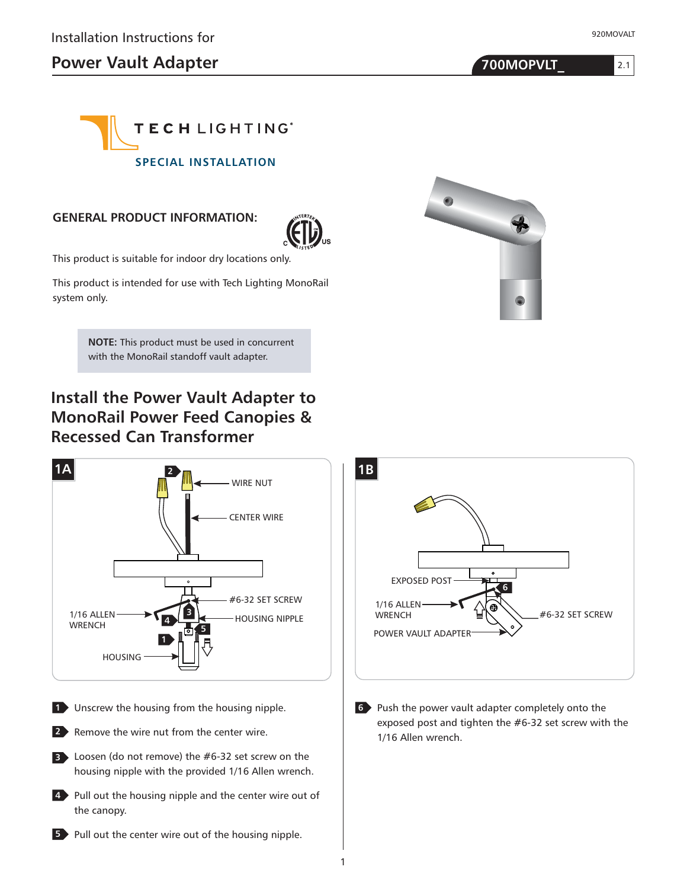Installation Instructions for

# Power Vault Adapter

**700MOPVLT_** 2.1

920MOVALT

TECH LIGHTING

SPECIAL INSTALLATION

## GENERAL PRODUCT INFORMATION:

This product is suitable for indoor dry locations only.

This product is intended for use with Tech Lighting MonoRail system only.

> **NOTE:** This product must be used in concurrent with the MonoRail standoff vault adapter.

## Install the Power Vault Adapter to MonoRail Power Feed Canopies & Recessed Can Transformer

**1A**

**1B**

1. Unscrew the housing from the housing nipple.
2. Remove the wire nut from the center wire.
3. Loosen (do not remove) the #6-32 set screw on the housing nipple with the provided 1/16 Allen wrench.
4. Pull out the housing nipple and the center wire out of the canopy.
5. Pull out the center wire out of the housing nipple.
6. Push the power vault adapter completely onto the exposed post and tighten the #6-32 set screw with the 1/16 Allen wrench.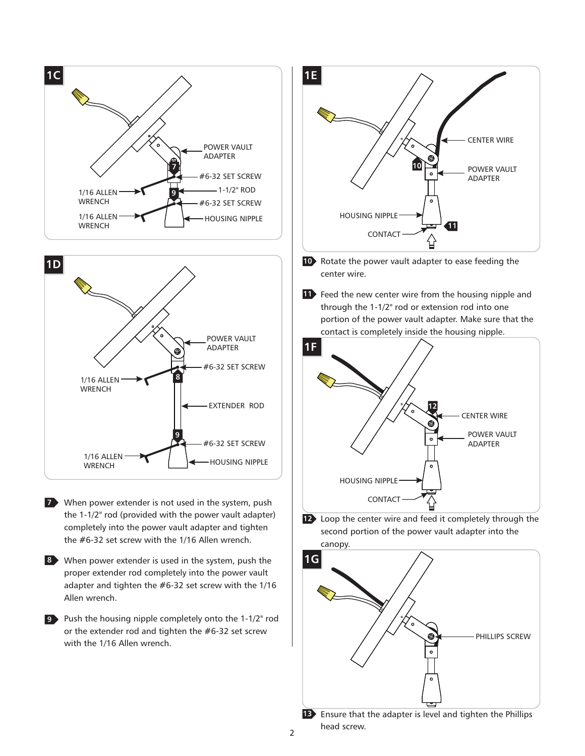## 1C

POWER VAULT ADAPTER

#6-32 SET SCREW

1/16 ALLEN WRENCH

1-1/2" ROD

#6-32 SET SCREW

1/16 ALLEN WRENCH

HOUSING NIPPLE

## 1D

POWER VAULT ADAPTER

#6-32 SET SCREW

1/16 ALLEN WRENCH

EXTENDER ROD

#6-32 SET SCREW

1/16 ALLEN WRENCH

HOUSING NIPPLE

**7** When power extender is not used in the system, push the 1-1/2" rod (provided with the power vault adapter) completely into the power vault adapter and tighten the #6-32 set screw with the 1/16 Allen wrench.

**8** When power extender is used in the system, push the proper extender rod completely into the power vault adapter and tighten the #6-32 set screw with the 1/16 Allen wrench.

**9** Push the housing nipple completely onto the 1-1/2" rod or the extender rod and tighten the #6-32 set screw with the 1/16 Allen wrench.

## 1E

CENTER WIRE

POWER VAULT ADAPTER

HOUSING NIPPLE

CONTACT

**10** Rotate the power vault adapter to ease feeding the center wire.

**11** Feed the new center wire from the housing nipple and through the 1-1/2" rod or extension rod into one portion of the power vault adapter. Make sure that the contact is completely inside the housing nipple.

## 1F

CENTER WIRE

POWER VAULT ADAPTER

HOUSING NIPPLE

CONTACT

**12** Loop the center wire and feed it completely through the second portion of the power vault adapter into the canopy.

## 1G

PHILLIPS SCREW

**13** Ensure that the adapter is level and tighten the Phillips head screw.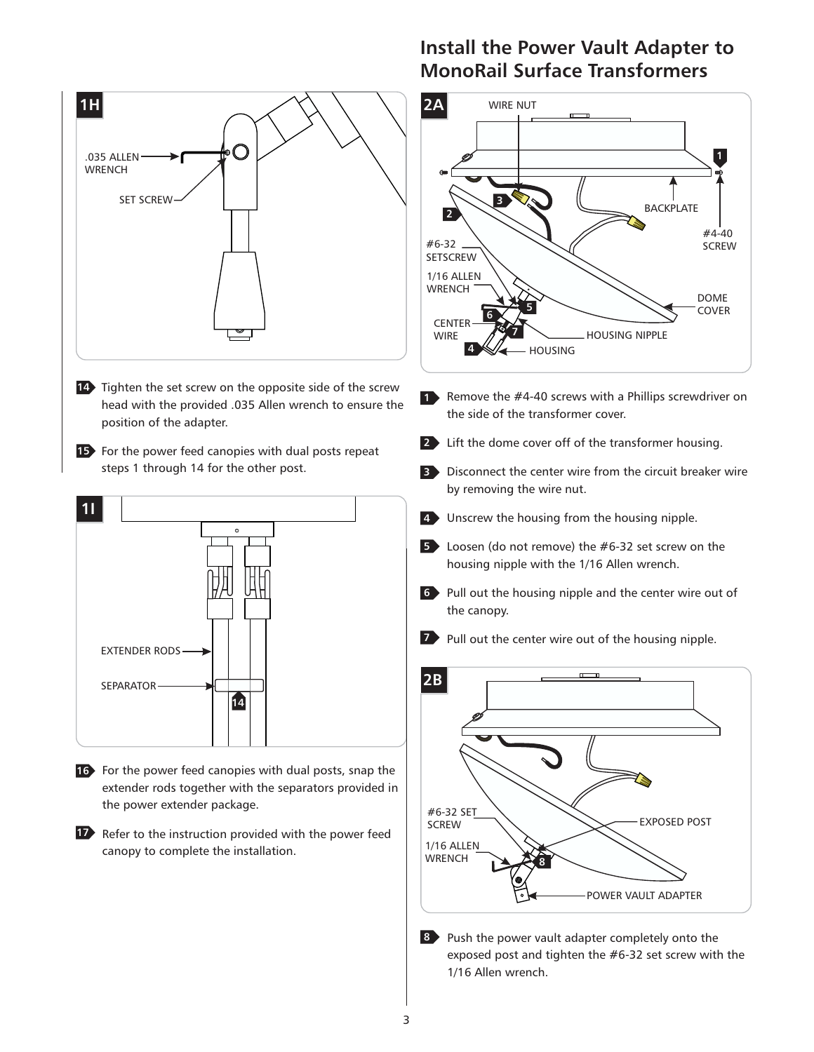14 Tighten the set screw on the opposite side of the screw head with the provided .035 Allen wrench to ensure the position of the adapter.

15 For the power feed canopies with dual posts repeat steps 1 through 14 for the other post.

16 For the power feed canopies with dual posts, snap the extender rods together with the separators provided in the power extender package.

17 Refer to the instruction provided with the power feed canopy to complete the installation.

## Install the Power Vault Adapter to MonoRail Surface Transformers

1 Remove the #4-40 screws with a Phillips screwdriver on the side of the transformer cover.

2 Lift the dome cover off of the transformer housing.

3 Disconnect the center wire from the circuit breaker wire by removing the wire nut.

4 Unscrew the housing from the housing nipple.

5 Loosen (do not remove) the #6-32 set screw on the housing nipple with the 1/16 Allen wrench.

6 Pull out the housing nipple and the center wire out of the canopy.

7 Pull out the center wire out of the housing nipple.

8 Push the power vault adapter completely onto the exposed post and tighten the #6-32 set screw with the 1/16 Allen wrench.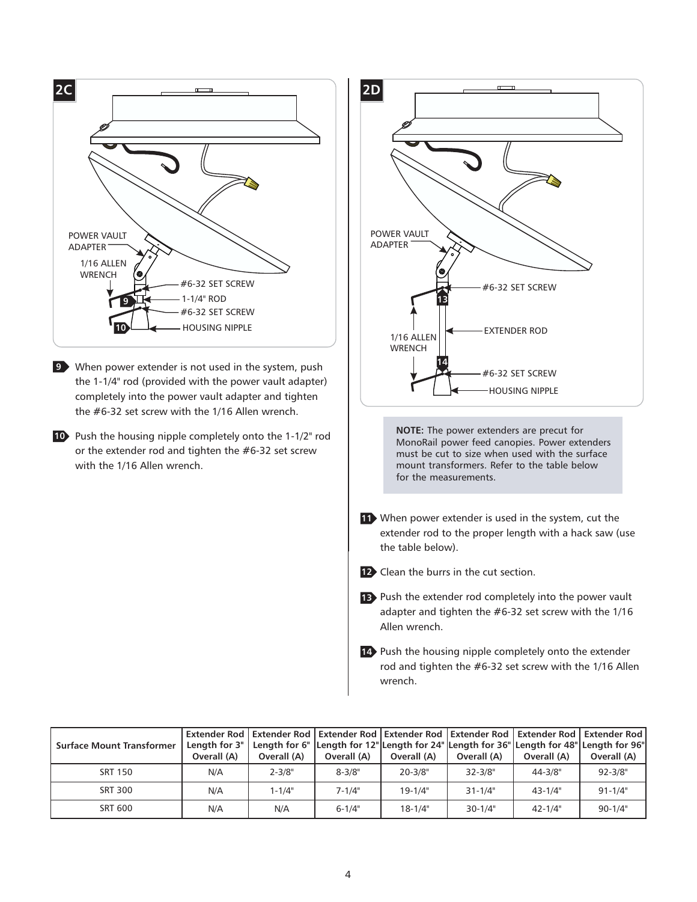**2C**

POWER VAULT ADAPTER

1/16 ALLEN WRENCH

#6-32 SET SCREW

1-1/4" ROD

#6-32 SET SCREW

HOUSING NIPPLE

**9** When power extender is not used in the system, push the 1-1/4" rod (provided with the power vault adapter) completely into the power vault adapter and tighten the #6-32 set screw with the 1/16 Allen wrench.

**10** Push the housing nipple completely onto the 1-1/2" rod or the extender rod and tighten the #6-32 set screw with the 1/16 Allen wrench.

**2D**

POWER VAULT ADAPTER

#6-32 SET SCREW

EXTENDER ROD

1/16 ALLEN WRENCH

#6-32 SET SCREW

HOUSING NIPPLE

**NOTE:** The power extenders are precut for MonoRail power feed canopies. Power extenders must be cut to size when used with the surface mount transformers. Refer to the table below for the measurements.

**11** When power extender is used in the system, cut the extender rod to the proper length with a hack saw (use the table below).

**12** Clean the burrs in the cut section.

**13** Push the extender rod completely into the power vault adapter and tighten the #6-32 set screw with the 1/16 Allen wrench.

**14** Push the housing nipple completely onto the extender rod and tighten the #6-32 set screw with the 1/16 Allen wrench.

| Surface Mount Transformer | Extender Rod Length for 3" Overall (A) | Extender Rod Length for 6" Overall (A) | Extender Rod Length for 12" Overall (A) | Extender Rod Length for 24" Overall (A) | Extender Rod Length for 36" Overall (A) | Extender Rod Length for 48" Overall (A) | Extender Rod Length for 96" Overall (A) |
|---|---|---|---|---|---|---|---|
| SRT 150 | N/A | 2-3/8" | 8-3/8" | 20-3/8" | 32-3/8" | 44-3/8" | 92-3/8" |
| SRT 300 | N/A | 1-1/4" | 7-1/4" | 19-1/4" | 31-1/4" | 43-1/4" | 91-1/4" |
| SRT 600 | N/A | N/A | 6-1/4" | 18-1/4" | 30-1/4" | 42-1/4" | 90-1/4" |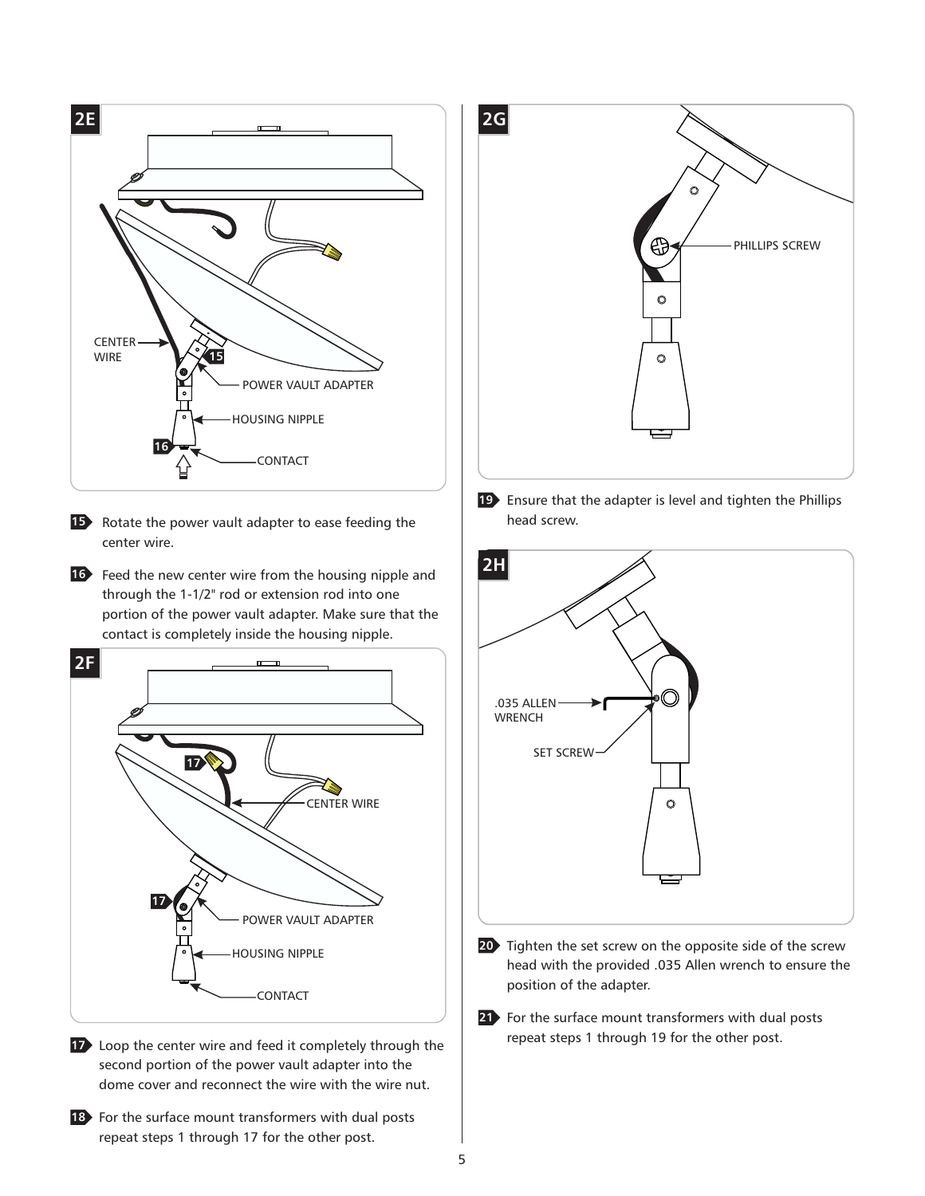**2E**

CENTER WIRE

POWER VAULT ADAPTER

HOUSING NIPPLE

CONTACT

15 Rotate the power vault adapter to ease feeding the center wire.

16 Feed the new center wire from the housing nipple and through the 1-1/2" rod or extension rod into one portion of the power vault adapter. Make sure that the contact is completely inside the housing nipple.

**2F**

CENTER WIRE

POWER VAULT ADAPTER

HOUSING NIPPLE

CONTACT

17 Loop the center wire and feed it completely through the second portion of the power vault adapter into the dome cover and reconnect the wire with the wire nut.

18 For the surface mount transformers with dual posts repeat steps 1 through 17 for the other post.

**2G**

PHILLIPS SCREW

19 Ensure that the adapter is level and tighten the Phillips head screw.

**2H**

.035 ALLEN WRENCH

SET SCREW

20 Tighten the set screw on the opposite side of the screw head with the provided .035 Allen wrench to ensure the position of the adapter.

21 For the surface mount transformers with dual posts repeat steps 1 through 19 for the other post.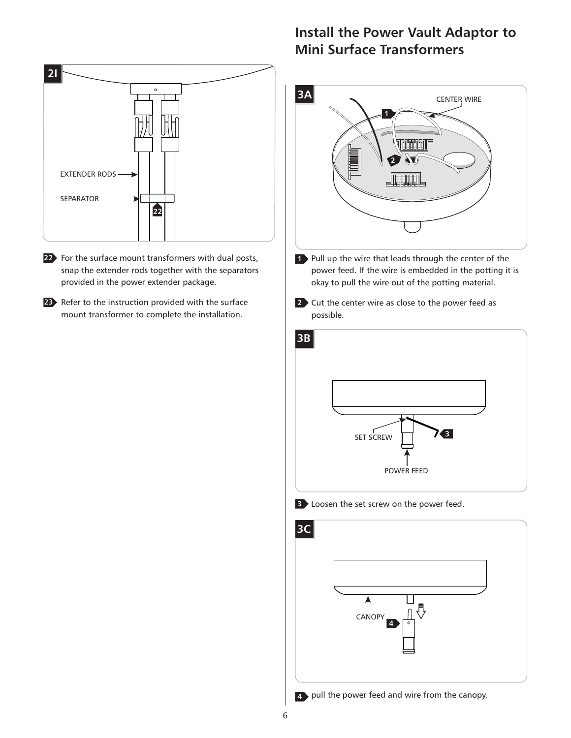2I

EXTENDER RODS

SEPARATOR

22 For the surface mount transformers with dual posts, snap the extender rods together with the separators provided in the power extender package.

23 Refer to the instruction provided with the surface mount transformer to complete the installation.

## Install the Power Vault Adaptor to Mini Surface Transformers

3A

CENTER WIRE

1 Pull up the wire that leads through the center of the power feed. If the wire is embedded in the potting it is okay to pull the wire out of the potting material.

2 Cut the center wire as close to the power feed as possible.

3B

SET SCREW

POWER FEED

3 Loosen the set screw on the power feed.

3C

CANOPY

4 pull the power feed and wire from the canopy.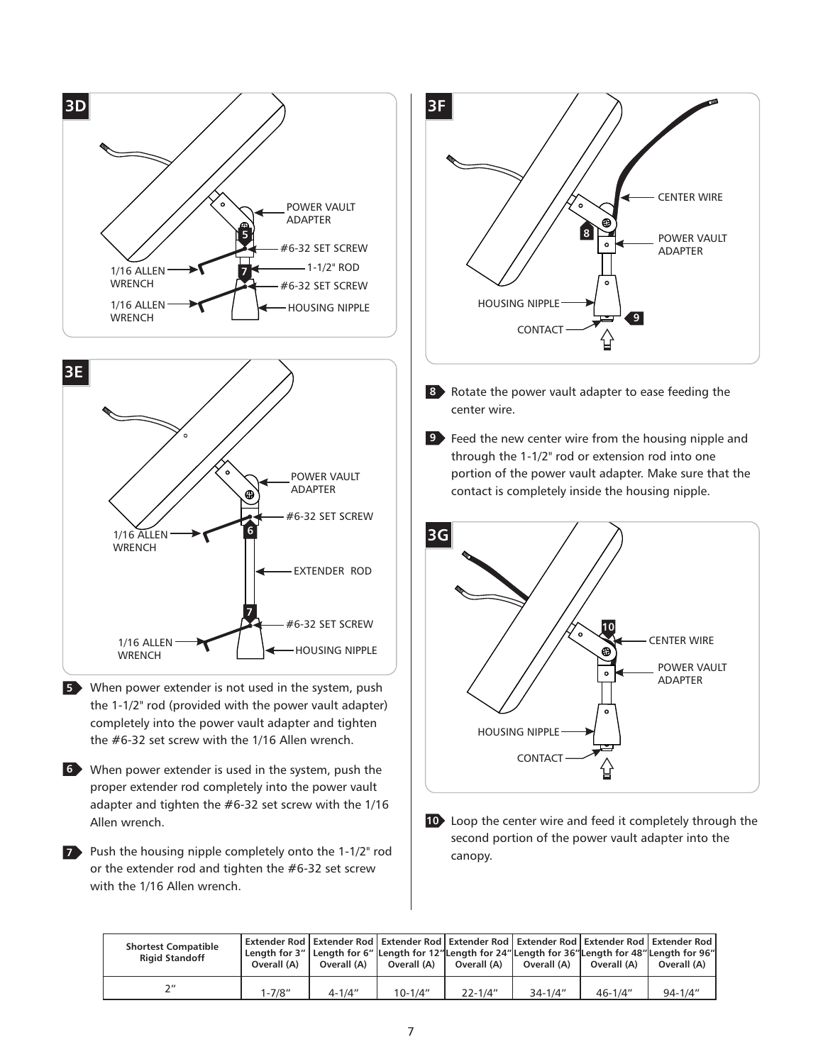**3D**

POWER VAULT ADAPTER

#6-32 SET SCREW

1-1/2" ROD

#6-32 SET SCREW

HOUSING NIPPLE

1/16 ALLEN WRENCH

1/16 ALLEN WRENCH

**3E**

POWER VAULT ADAPTER

#6-32 SET SCREW

EXTENDER ROD

#6-32 SET SCREW

HOUSING NIPPLE

1/16 ALLEN WRENCH

1/16 ALLEN WRENCH

5. When power extender is not used in the system, push the 1-1/2" rod (provided with the power vault adapter) completely into the power vault adapter and tighten the #6-32 set screw with the 1/16 Allen wrench.

6. When power extender is used in the system, push the proper extender rod completely into the power vault adapter and tighten the #6-32 set screw with the 1/16 Allen wrench.

7. Push the housing nipple completely onto the 1-1/2" rod or the extender rod and tighten the #6-32 set screw with the 1/16 Allen wrench.

**3F**

CENTER WIRE

POWER VAULT ADAPTER

HOUSING NIPPLE

CONTACT

8. Rotate the power vault adapter to ease feeding the center wire.

9. Feed the new center wire from the housing nipple and through the 1-1/2" rod or extension rod into one portion of the power vault adapter. Make sure that the contact is completely inside the housing nipple.

**3G**

CENTER WIRE

POWER VAULT ADAPTER

HOUSING NIPPLE

CONTACT

10. Loop the center wire and feed it completely through the second portion of the power vault adapter into the canopy.

| Shortest Compatible Rigid Standoff | Extender Rod Length for 3" Overall (A) | Extender Rod Length for 6" Overall (A) | Extender Rod Length for 12" Overall (A) | Extender Rod Length for 24" Overall (A) | Extender Rod Length for 36" Overall (A) | Extender Rod Length for 48" Overall (A) | Extender Rod Length for 96" Overall (A) |
|---|---|---|---|---|---|---|---|
| 2" | 1-7/8" | 4-1/4" | 10-1/4" | 22-1/4" | 34-1/4" | 46-1/4" | 94-1/4" |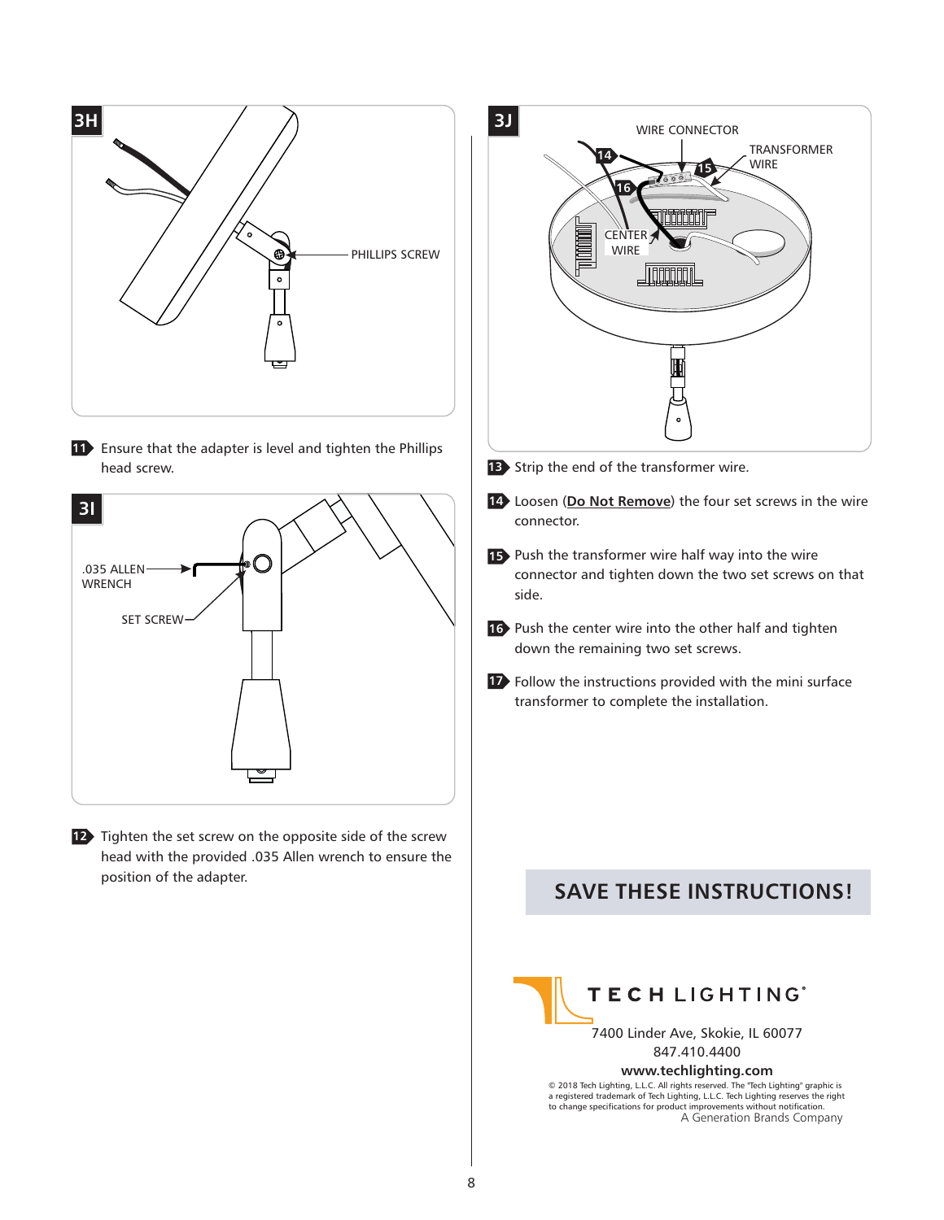3H

PHILLIPS SCREW

11 Ensure that the adapter is level and tighten the Phillips head screw.

3I

.035 ALLEN WRENCH

SET SCREW

12 Tighten the set screw on the opposite side of the screw head with the provided .035 Allen wrench to ensure the position of the adapter.

3J

WIRE CONNECTOR

TRANSFORMER WIRE

CENTER WIRE

13 Strip the end of the transformer wire.

14 Loosen (**Do Not Remove**) the four set screws in the wire connector.

15 Push the transformer wire half way into the wire connector and tighten down the two set screws on that side.

16 Push the center wire into the other half and tighten down the remaining two set screws.

17 Follow the instructions provided with the mini surface transformer to complete the installation.

## SAVE THESE INSTRUCTIONS!

TECH LIGHTING®

7400 Linder Ave, Skokie, IL 60077
847.410.4400
**www.techlighting.com**

© 2018 Tech Lighting, L.L.C. All rights reserved. The "Tech Lighting" graphic is a registered trademark of Tech Lighting, L.L.C. Tech Lighting reserves the right to change specifications for product improvements without notification.

A Generation Brands Company